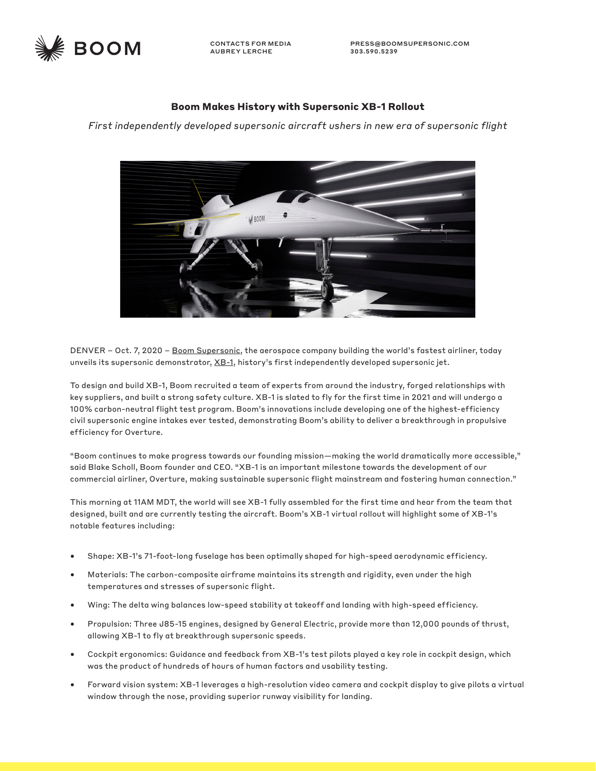BOOM

CONTACTS FOR MEDIA
AUBREY LERCHE

PRESS@BOOMSUPERSONIC.COM
303.590.5239

## Boom Makes History with Supersonic XB-1 Rollout

*First independently developed supersonic aircraft ushers in new era of supersonic flight*

DENVER – Oct. 7, 2020 – Boom Supersonic, the aerospace company building the world's fastest airliner, today unveils its supersonic demonstrator, XB-1, history's first independently developed supersonic jet.

To design and build XB-1, Boom recruited a team of experts from around the industry, forged relationships with key suppliers, and built a strong safety culture. XB-1 is slated to fly for the first time in 2021 and will undergo a 100% carbon-neutral flight test program. Boom's innovations include developing one of the highest-efficiency civil supersonic engine intakes ever tested, demonstrating Boom's ability to deliver a breakthrough in propulsive efficiency for Overture.

"Boom continues to make progress towards our founding mission—making the world dramatically more accessible," said Blake Scholl, Boom founder and CEO. "XB-1 is an important milestone towards the development of our commercial airliner, Overture, making sustainable supersonic flight mainstream and fostering human connection."

This morning at 11AM MDT, the world will see XB-1 fully assembled for the first time and hear from the team that designed, built and are currently testing the aircraft. Boom's XB-1 virtual rollout will highlight some of XB-1's notable features including:

- Shape: XB-1's 71-foot-long fuselage has been optimally shaped for high-speed aerodynamic efficiency.
- Materials: The carbon-composite airframe maintains its strength and rigidity, even under the high temperatures and stresses of supersonic flight.
- Wing: The delta wing balances low-speed stability at takeoff and landing with high-speed efficiency.
- Propulsion: Three J85-15 engines, designed by General Electric, provide more than 12,000 pounds of thrust, allowing XB-1 to fly at breakthrough supersonic speeds.
- Cockpit ergonomics: Guidance and feedback from XB-1's test pilots played a key role in cockpit design, which was the product of hundreds of hours of human factors and usability testing.
- Forward vision system: XB-1 leverages a high-resolution video camera and cockpit display to give pilots a virtual window through the nose, providing superior runway visibility for landing.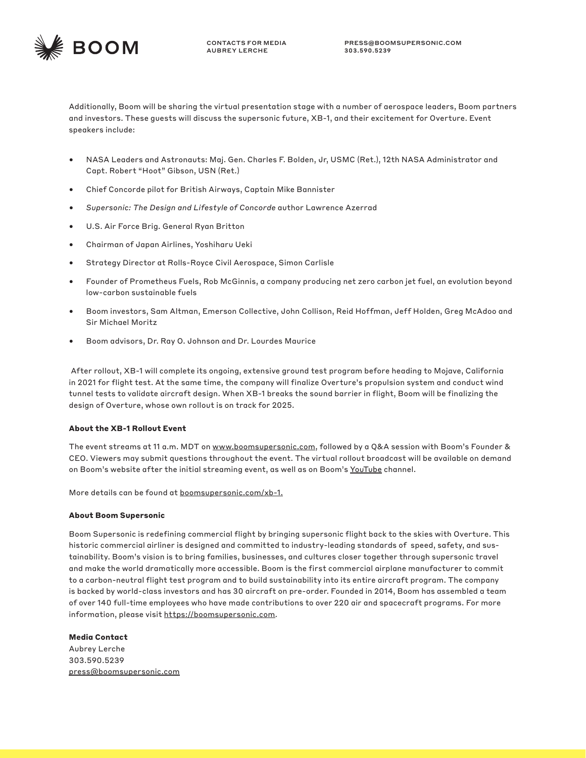Additionally, Boom will be sharing the virtual presentation stage with a number of aerospace leaders, Boom partners and investors. These guests will discuss the supersonic future, XB-1, and their excitement for Overture. Event speakers include:

- NASA Leaders and Astronauts: Maj. Gen. Charles F. Bolden, Jr, USMC (Ret.), 12th NASA Administrator and Capt. Robert "Hoot" Gibson, USN (Ret.)
- Chief Concorde pilot for British Airways, Captain Mike Bannister
- *Supersonic: The Design and Lifestyle of Concorde* author Lawrence Azerrad
- U.S. Air Force Brig. General Ryan Britton
- Chairman of Japan Airlines, Yoshiharu Ueki
- Strategy Director at Rolls-Royce Civil Aerospace, Simon Carlisle
- Founder of Prometheus Fuels, Rob McGinnis, a company producing net zero carbon jet fuel, an evolution beyond low-carbon sustainable fuels
- Boom investors, Sam Altman, Emerson Collective, John Collison, Reid Hoffman, Jeff Holden, Greg McAdoo and Sir Michael Moritz
- Boom advisors, Dr. Ray O. Johnson and Dr. Lourdes Maurice

After rollout, XB-1 will complete its ongoing, extensive ground test program before heading to Mojave, California in 2021 for flight test. At the same time, the company will finalize Overture's propulsion system and conduct wind tunnel tests to validate aircraft design. When XB-1 breaks the sound barrier in flight, Boom will be finalizing the design of Overture, whose own rollout is on track for 2025.

**About the XB-1 Rollout Event**

The event streams at 11 a.m. MDT on www.boomsupersonic.com, followed by a Q&A session with Boom's Founder & CEO. Viewers may submit questions throughout the event. The virtual rollout broadcast will be available on demand on Boom's website after the initial streaming event, as well as on Boom's YouTube channel.

More details can be found at boomsupersonic.com/xb-1.

**About Boom Supersonic**

Boom Supersonic is redefining commercial flight by bringing supersonic flight back to the skies with Overture. This historic commercial airliner is designed and committed to industry-leading standards of speed, safety, and sustainability. Boom's vision is to bring families, businesses, and cultures closer together through supersonic travel and make the world dramatically more accessible. Boom is the first commercial airplane manufacturer to commit to a carbon-neutral flight test program and to build sustainability into its entire aircraft program. The company is backed by world-class investors and has 30 aircraft on pre-order. Founded in 2014, Boom has assembled a team of over 140 full-time employees who have made contributions to over 220 air and spacecraft programs. For more information, please visit https://boomsupersonic.com.

**Media Contact**
Aubrey Lerche
303.590.5239
press@boomsupersonic.com